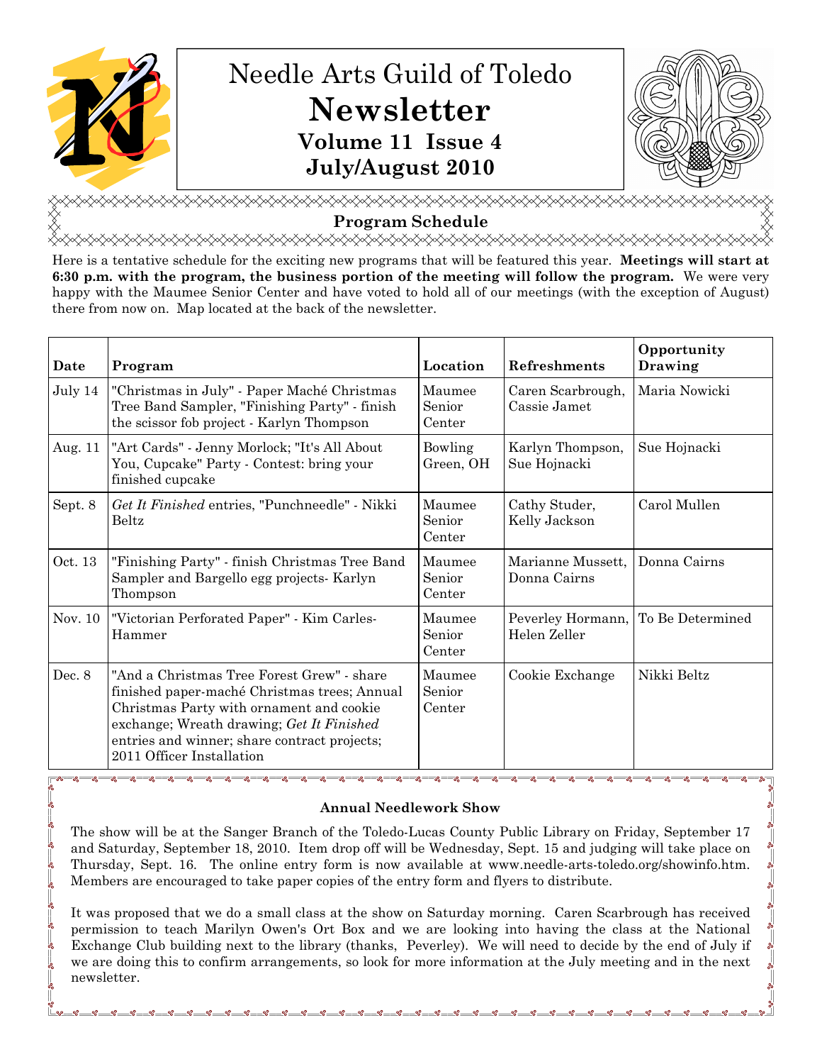# Needle Arts Guild of Toledo

# Newsletter

**Volume 11 Issue 4**

**July/August 2010**

## Program Schedule

Here is a tentative schedule for the exciting new programs that will be featured this year. **Meetings will start at 6:30 p.m. with the program, the business portion of the meeting will follow the program.** We were very happy with the Maumee Senior Center and have voted to hold all of our meetings (with the exception of August) there from now on. Map located at the back of the newsletter.

| Date | Program | Location | Refreshments | Opportunity Drawing |
|---|---|---|---|---|
| July 14 | "Christmas in July" - Paper Maché Christmas Tree Band Sampler, "Finishing Party" - finish the scissor fob project - Karlyn Thompson | Maumee Senior Center | Caren Scarbrough, Cassie Jamet | Maria Nowicki |
| Aug. 11 | "Art Cards" - Jenny Morlock; "It's All About You, Cupcake" Party - Contest: bring your finished cupcake | Bowling Green, OH | Karlyn Thompson, Sue Hojnacki | Sue Hojnacki |
| Sept. 8 | *Get It Finished* entries, "Punchneedle" - Nikki Beltz | Maumee Senior Center | Cathy Studer, Kelly Jackson | Carol Mullen |
| Oct. 13 | "Finishing Party" - finish Christmas Tree Band Sampler and Bargello egg projects- Karlyn Thompson | Maumee Senior Center | Marianne Mussett, Donna Cairns | Donna Cairns |
| Nov. 10 | "Victorian Perforated Paper" - Kim Carles-Hammer | Maumee Senior Center | Peverley Hormann, Helen Zeller | To Be Determined |
| Dec. 8 | "And a Christmas Tree Forest Grew" - share finished paper-maché Christmas trees; Annual Christmas Party with ornament and cookie exchange; Wreath drawing; *Get It Finished* entries and winner; share contract projects; 2011 Officer Installation | Maumee Senior Center | Cookie Exchange | Nikki Beltz |

### Annual Needlework Show

The show will be at the Sanger Branch of the Toledo-Lucas County Public Library on Friday, September 17 and Saturday, September 18, 2010. Item drop off will be Wednesday, Sept. 15 and judging will take place on Thursday, Sept. 16. The online entry form is now available at www.needle-arts-toledo.org/showinfo.htm. Members are encouraged to take paper copies of the entry form and flyers to distribute.

It was proposed that we do a small class at the show on Saturday morning. Caren Scarbrough has received permission to teach Marilyn Owen's Ort Box and we are looking into having the class at the National Exchange Club building next to the library (thanks, Peverley). We will need to decide by the end of July if we are doing this to confirm arrangements, so look for more information at the July meeting and in the next newsletter.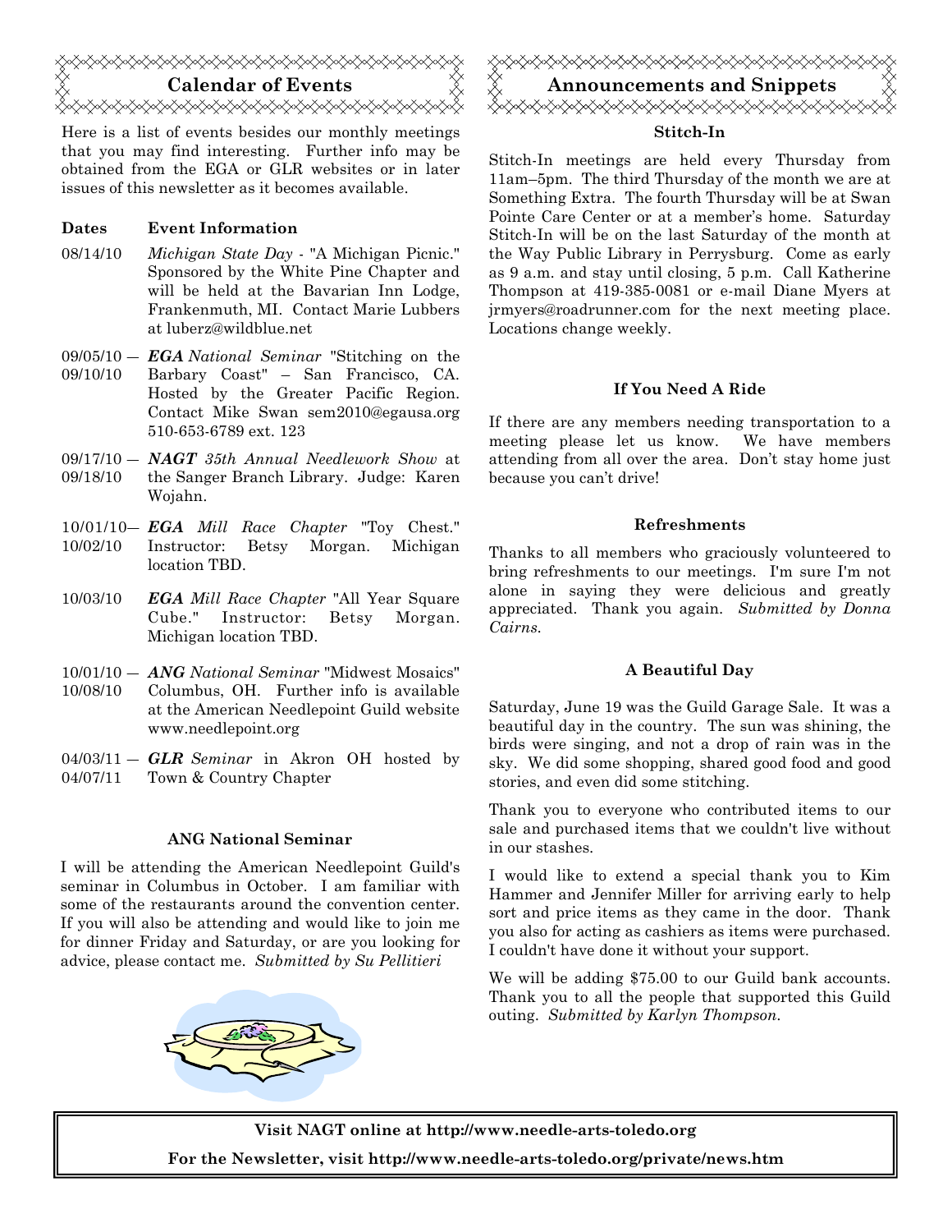## Calendar of Events

Here is a list of events besides our monthly meetings that you may find interesting. Further info may be obtained from the EGA or GLR websites or in later issues of this newsletter as it becomes available.

| Dates | Event Information |
|---|---|
| 08/14/10 | *Michigan State Day* - "A Michigan Picnic." Sponsored by the White Pine Chapter and will be held at the Bavarian Inn Lodge, Frankenmuth, MI. Contact Marie Lubbers at luberz@wildblue.net |
| 09/05/10 — 09/10/10 | ***EGA** National Seminar* "Stitching on the Barbary Coast" – San Francisco, CA. Hosted by the Greater Pacific Region. Contact Mike Swan sem2010@egausa.org 510-653-6789 ext. 123 |
| 09/17/10 — 09/18/10 | ***NAGT** 35th Annual Needlework Show* at the Sanger Branch Library. Judge: Karen Wojahn. |
| 10/01/10— 10/02/10 | ***EGA** Mill Race Chapter* "Toy Chest." Instructor: Betsy Morgan. Michigan location TBD. |
| 10/03/10 | ***EGA** Mill Race Chapter* "All Year Square Cube." Instructor: Betsy Morgan. Michigan location TBD. |
| 10/01/10 — 10/08/10 | ***ANG** National Seminar* "Midwest Mosaics" Columbus, OH. Further info is available at the American Needlepoint Guild website www.needlepoint.org |
| 04/03/11 — 04/07/11 | ***GLR** Seminar* in Akron OH hosted by Town & Country Chapter |

### ANG National Seminar

I will be attending the American Needlepoint Guild's seminar in Columbus in October. I am familiar with some of the restaurants around the convention center. If you will also be attending and would like to join me for dinner Friday and Saturday, or are you looking for advice, please contact me. *Submitted by Su Pellitieri*

## Announcements and Snippets

### Stitch-In

Stitch-In meetings are held every Thursday from 11am–5pm. The third Thursday of the month we are at Something Extra. The fourth Thursday will be at Swan Pointe Care Center or at a member's home. Saturday Stitch-In will be on the last Saturday of the month at the Way Public Library in Perrysburg. Come as early as 9 a.m. and stay until closing, 5 p.m. Call Katherine Thompson at 419-385-0081 or e-mail Diane Myers at jrmyers@roadrunner.com for the next meeting place. Locations change weekly.

### If You Need A Ride

If there are any members needing transportation to a meeting please let us know. We have members attending from all over the area. Don't stay home just because you can't drive!

### Refreshments

Thanks to all members who graciously volunteered to bring refreshments to our meetings. I'm sure I'm not alone in saying they were delicious and greatly appreciated. Thank you again. *Submitted by Donna Cairns.*

### A Beautiful Day

Saturday, June 19 was the Guild Garage Sale. It was a beautiful day in the country. The sun was shining, the birds were singing, and not a drop of rain was in the sky. We did some shopping, shared good food and good stories, and even did some stitching.

Thank you to everyone who contributed items to our sale and purchased items that we couldn't live without in our stashes.

I would like to extend a special thank you to Kim Hammer and Jennifer Miller for arriving early to help sort and price items as they came in the door. Thank you also for acting as cashiers as items were purchased. I couldn't have done it without your support.

We will be adding $75.00 to our Guild bank accounts. Thank you to all the people that supported this Guild outing. *Submitted by Karlyn Thompson.*

**Visit NAGT online at http://www.needle-arts-toledo.org**

**For the Newsletter, visit http://www.needle-arts-toledo.org/private/news.htm**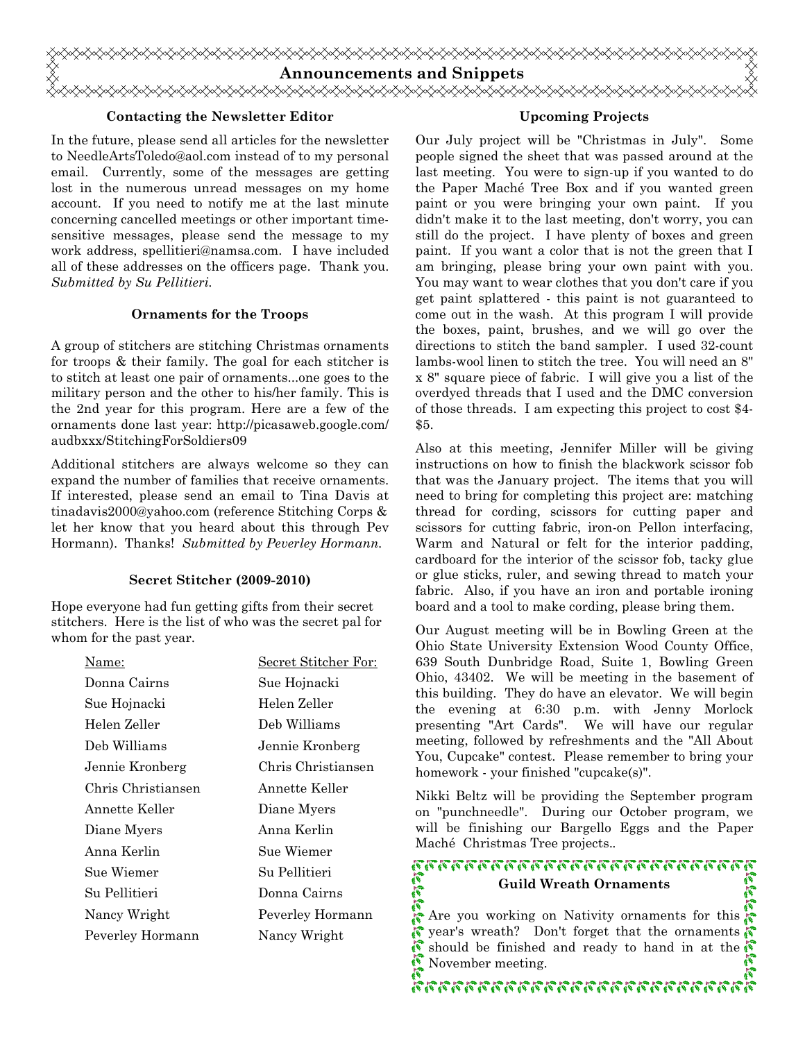# Announcements and Snippets

### Contacting the Newsletter Editor

In the future, please send all articles for the newsletter to NeedleArtsToledo@aol.com instead of to my personal email. Currently, some of the messages are getting lost in the numerous unread messages on my home account. If you need to notify me at the last minute concerning cancelled meetings or other important time-sensitive messages, please send the message to my work address, spellitieri@namsa.com. I have included all of these addresses on the officers page. Thank you. *Submitted by Su Pellitieri.*

### Ornaments for the Troops

A group of stitchers are stitching Christmas ornaments for troops & their family. The goal for each stitcher is to stitch at least one pair of ornaments...one goes to the military person and the other to his/her family. This is the 2nd year for this program. Here are a few of the ornaments done last year: http://picasaweb.google.com/audbxxx/StitchingForSoldiers09

Additional stitchers are always welcome so they can expand the number of families that receive ornaments. If interested, please send an email to Tina Davis at tinadavis2000@yahoo.com (reference Stitching Corps & let her know that you heard about this through Pev Hormann). Thanks! *Submitted by Peverley Hormann.*

### Secret Stitcher (2009-2010)

Hope everyone had fun getting gifts from their secret stitchers. Here is the list of who was the secret pal for whom for the past year.

| Name: | Secret Stitcher For: |
|---|---|
| Donna Cairns | Sue Hojnacki |
| Sue Hojnacki | Helen Zeller |
| Helen Zeller | Deb Williams |
| Deb Williams | Jennie Kronberg |
| Jennie Kronberg | Chris Christiansen |
| Chris Christiansen | Annette Keller |
| Annette Keller | Diane Myers |
| Diane Myers | Anna Kerlin |
| Anna Kerlin | Sue Wiemer |
| Sue Wiemer | Su Pellitieri |
| Su Pellitieri | Donna Cairns |
| Nancy Wright | Peverley Hormann |
| Peverley Hormann | Nancy Wright |

### Upcoming Projects

Our July project will be "Christmas in July". Some people signed the sheet that was passed around at the last meeting. You were to sign-up if you wanted to do the Paper Maché Tree Box and if you wanted green paint or you were bringing your own paint. If you didn't make it to the last meeting, don't worry, you can still do the project. I have plenty of boxes and green paint. If you want a color that is not the green that I am bringing, please bring your own paint with you. You may want to wear clothes that you don't care if you get paint splattered - this paint is not guaranteed to come out in the wash. At this program I will provide the boxes, paint, brushes, and we will go over the directions to stitch the band sampler. I used 32-count lambs-wool linen to stitch the tree. You will need an 8" x 8" square piece of fabric. I will give you a list of the overdyed threads that I used and the DMC conversion of those threads. I am expecting this project to cost $4-$5.

Also at this meeting, Jennifer Miller will be giving instructions on how to finish the blackwork scissor fob that was the January project. The items that you will need to bring for completing this project are: matching thread for cording, scissors for cutting paper and scissors for cutting fabric, iron-on Pellon interfacing, Warm and Natural or felt for the interior padding, cardboard for the interior of the scissor fob, tacky glue or glue sticks, ruler, and sewing thread to match your fabric. Also, if you have an iron and portable ironing board and a tool to make cording, please bring them.

Our August meeting will be in Bowling Green at the Ohio State University Extension Wood County Office, 639 South Dunbridge Road, Suite 1, Bowling Green Ohio, 43402. We will be meeting in the basement of this building. They do have an elevator. We will begin the evening at 6:30 p.m. with Jenny Morlock presenting "Art Cards". We will have our regular meeting, followed by refreshments and the "All About You, Cupcake" contest. Please remember to bring your homework - your finished "cupcake(s)".

Nikki Beltz will be providing the September program on "punchneedle". During our October program, we will be finishing our Bargello Eggs and the Paper Maché Christmas Tree projects..

### Guild Wreath Ornaments

Are you working on Nativity ornaments for this year's wreath? Don't forget that the ornaments should be finished and ready to hand in at the November meeting.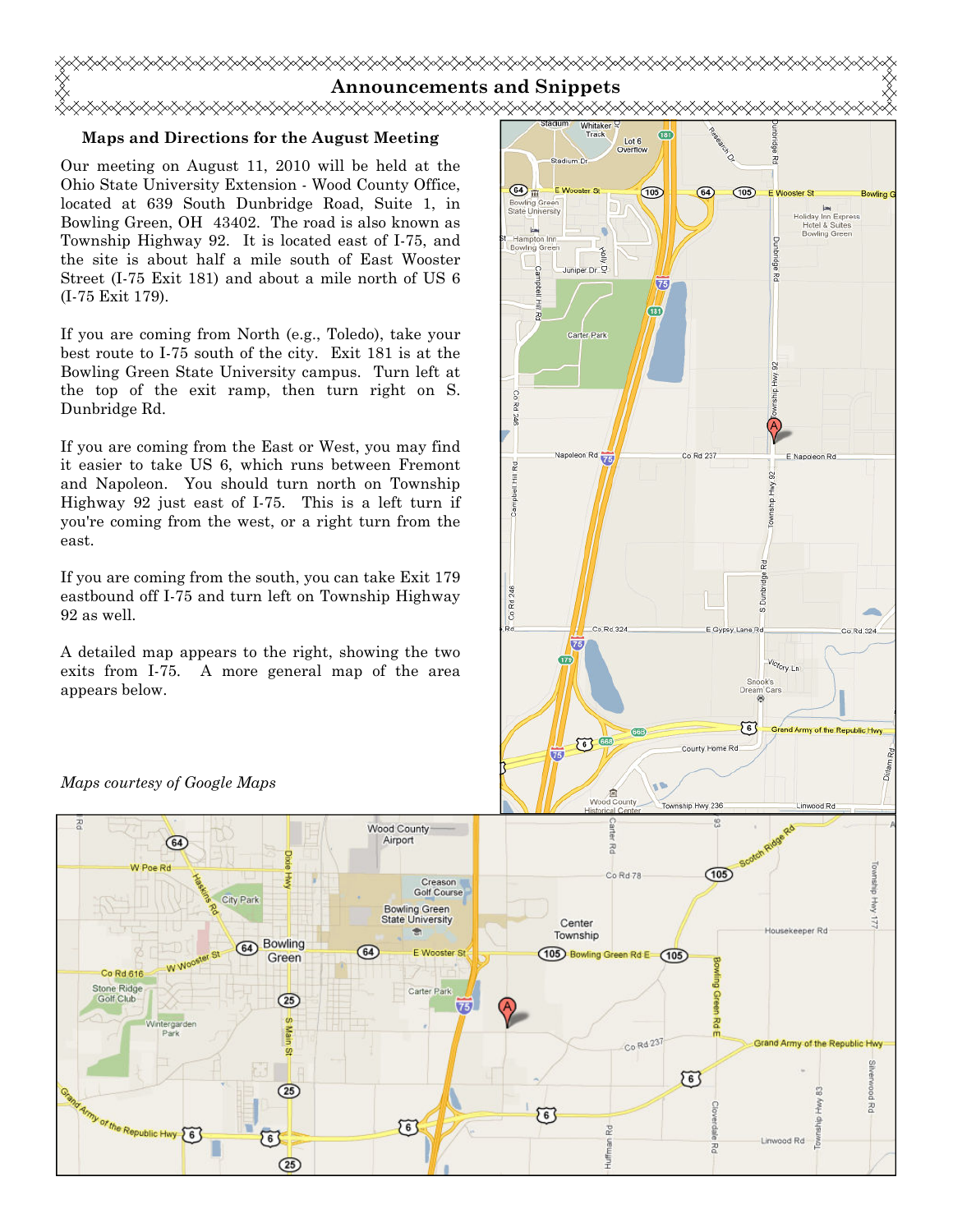## Announcements and Snippets

### Maps and Directions for the August Meeting

Our meeting on August 11, 2010 will be held at the Ohio State University Extension - Wood County Office, located at 639 South Dunbridge Road, Suite 1, in Bowling Green, OH 43402. The road is also known as Township Highway 92. It is located east of I-75, and the site is about half a mile south of East Wooster Street (I-75 Exit 181) and about a mile north of US 6 (I-75 Exit 179).

If you are coming from North (e.g., Toledo), take your best route to I-75 south of the city. Exit 181 is at the Bowling Green State University campus. Turn left at the top of the exit ramp, then turn right on S. Dunbridge Rd.

If you are coming from the East or West, you may find it easier to take US 6, which runs between Fremont and Napoleon. You should turn north on Township Highway 92 just east of I-75. This is a left turn if you're coming from the west, or a right turn from the east.

If you are coming from the south, you can take Exit 179 eastbound off I-75 and turn left on Township Highway 92 as well.

A detailed map appears to the right, showing the two exits from I-75. A more general map of the area appears below.

*Maps courtesy of Google Maps*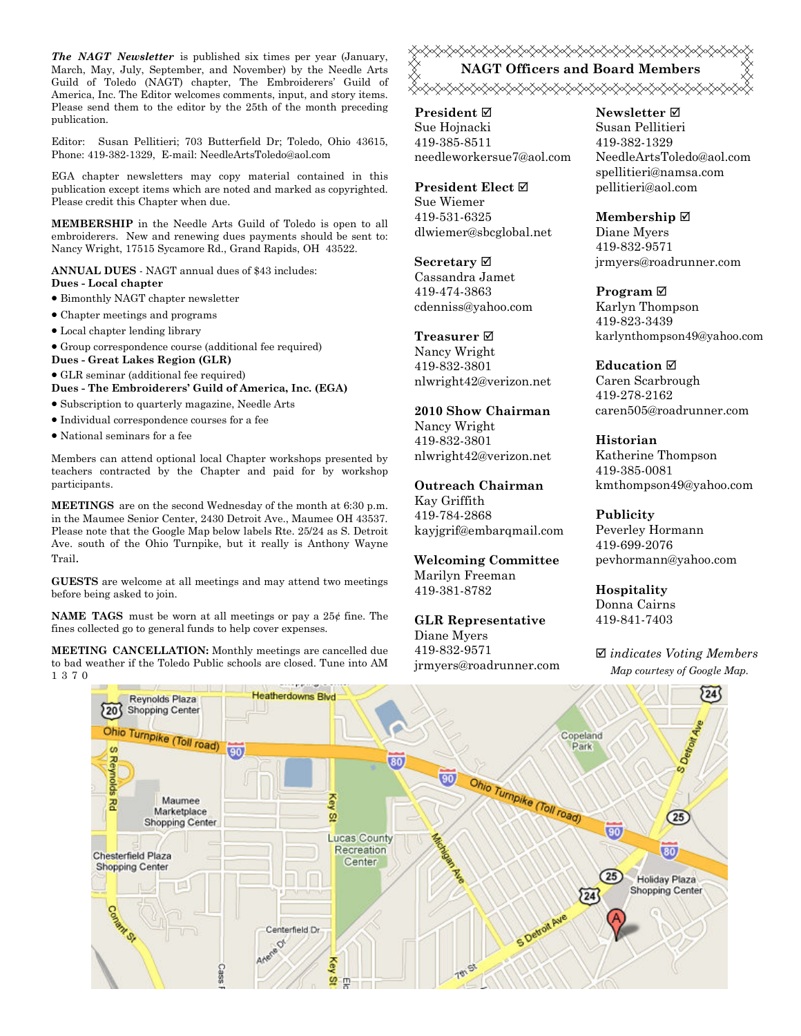***The NAGT Newsletter*** is published six times per year (January, March, May, July, September, and November) by the Needle Arts Guild of Toledo (NAGT) chapter, The Embroiderers' Guild of America, Inc. The Editor welcomes comments, input, and story items. Please send them to the editor by the 25th of the month preceding publication.

Editor: Susan Pellitieri; 703 Butterfield Dr; Toledo, Ohio 43615, Phone: 419-382-1329, E-mail: NeedleArtsToledo@aol.com

EGA chapter newsletters may copy material contained in this publication except items which are noted and marked as copyrighted. Please credit this Chapter when due.

**MEMBERSHIP** in the Needle Arts Guild of Toledo is open to all embroiderers. New and renewing dues payments should be sent to: Nancy Wright, 17515 Sycamore Rd., Grand Rapids, OH 43522.

**ANNUAL DUES** - NAGT annual dues of $43 includes:

**Dues - Local chapter**

- Bimonthly NAGT chapter newsletter
- Chapter meetings and programs
- Local chapter lending library
- Group correspondence course (additional fee required)

**Dues - Great Lakes Region (GLR)**

- GLR seminar (additional fee required)

**Dues - The Embroiderers' Guild of America, Inc. (EGA)**

- Subscription to quarterly magazine, Needle Arts
- Individual correspondence courses for a fee
- National seminars for a fee

Members can attend optional local Chapter workshops presented by teachers contracted by the Chapter and paid for by workshop participants.

**MEETINGS** are on the second Wednesday of the month at 6:30 p.m. in the Maumee Senior Center, 2430 Detroit Ave., Maumee OH 43537. Please note that the Google Map below labels Rte. 25/24 as S. Detroit Ave. south of the Ohio Turnpike, but it really is Anthony Wayne Trail.

**GUESTS** are welcome at all meetings and may attend two meetings before being asked to join.

**NAME TAGS** must be worn at all meetings or pay a 25¢ fine. The fines collected go to general funds to help cover expenses.

**MEETING CANCELLATION:** Monthly meetings are cancelled due to bad weather if the Toledo Public schools are closed. Tune into AM 1370

## NAGT Officers and Board Members

**President ☑**
Sue Hojnacki
419-385-8511
needleworkersue7@aol.com

**President Elect ☑**
Sue Wiemer
419-531-6325
dlwiemer@sbcglobal.net

**Secretary ☑**
Cassandra Jamet
419-474-3863
cdenniss@yahoo.com

**Treasurer ☑**
Nancy Wright
419-832-3801
nlwright42@verizon.net

**2010 Show Chairman**
Nancy Wright
419-832-3801
nlwright42@verizon.net

**Outreach Chairman**
Kay Griffith
419-784-2868
kayjgrif@embarqmail.com

**Welcoming Committee**
Marilyn Freeman
419-381-8782

**GLR Representative**
Diane Myers
419-832-9571
jrmyers@roadrunner.com

**Newsletter ☑**
Susan Pellitieri
419-382-1329
NeedleArtsToledo@aol.com
spellitieri@namsa.com
pellitieri@aol.com

**Membership ☑**
Diane Myers
419-832-9571
jrmyers@roadrunner.com

**Program ☑**
Karlyn Thompson
419-823-3439
karlynthompson49@yahoo.com

**Education ☑**
Caren Scarbrough
419-278-2162
caren505@roadrunner.com

**Historian**
Katherine Thompson
419-385-0081
kmthompson49@yahoo.com

**Publicity**
Peverley Hormann
419-699-2076
pevhormann@yahoo.com

**Hospitality**
Donna Cairns
419-841-7403

☑ *indicates Voting Members*

*Map courtesy of Google Map.*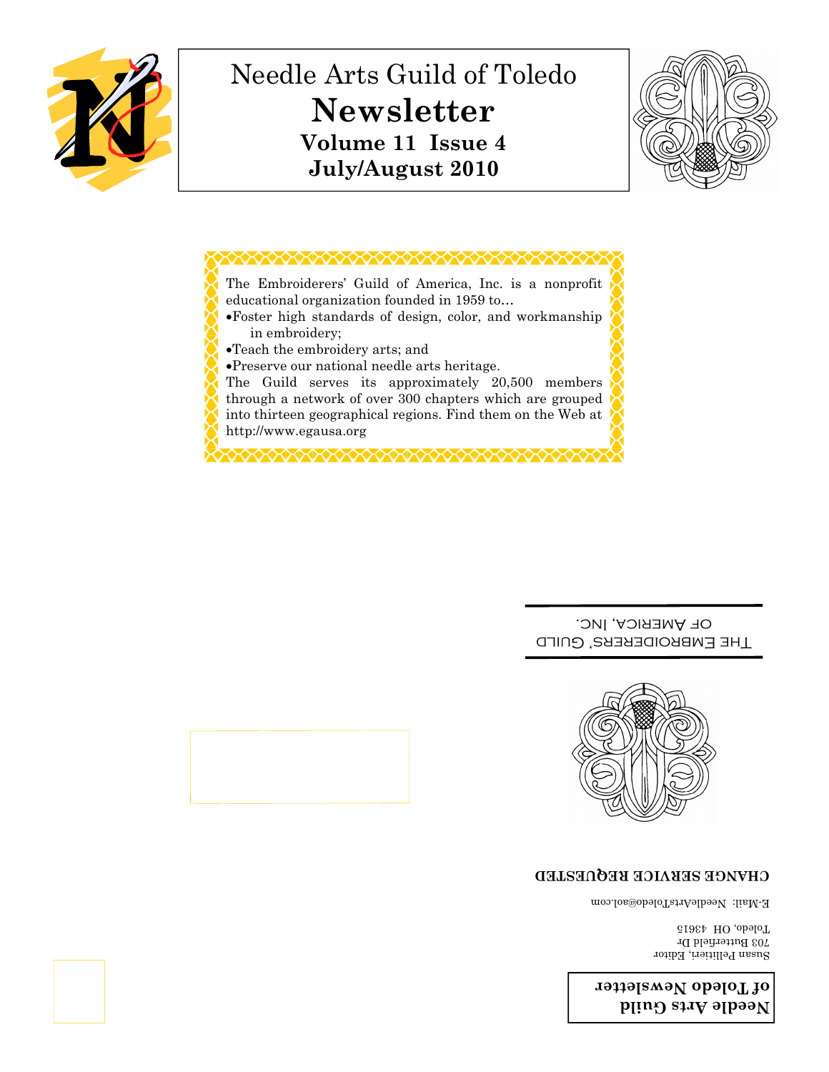# Needle Arts Guild of Toledo

# Newsletter

### Volume 11 Issue 4

### July/August 2010

The Embroiderers' Guild of America, Inc. is a nonprofit educational organization founded in 1959 to…

- Foster high standards of design, color, and workmanship in embroidery;
- Teach the embroidery arts; and
- Preserve our national needle arts heritage.

The Guild serves its approximately 20,500 members through a network of over 300 chapters which are grouped into thirteen geographical regions. Find them on the Web at http://www.egausa.org

THE EMBROIDERERS' GUILD OF AMERICA, INC.

**CHANGE SERVICE REQUESTED**

E-Mail: NeedleArtsToledo@aol.com

Susan Pellitieri, Editor
703 Butterfield Dr
Toledo, OH 43615

**Needle Arts Guild of Toledo Newsletter**